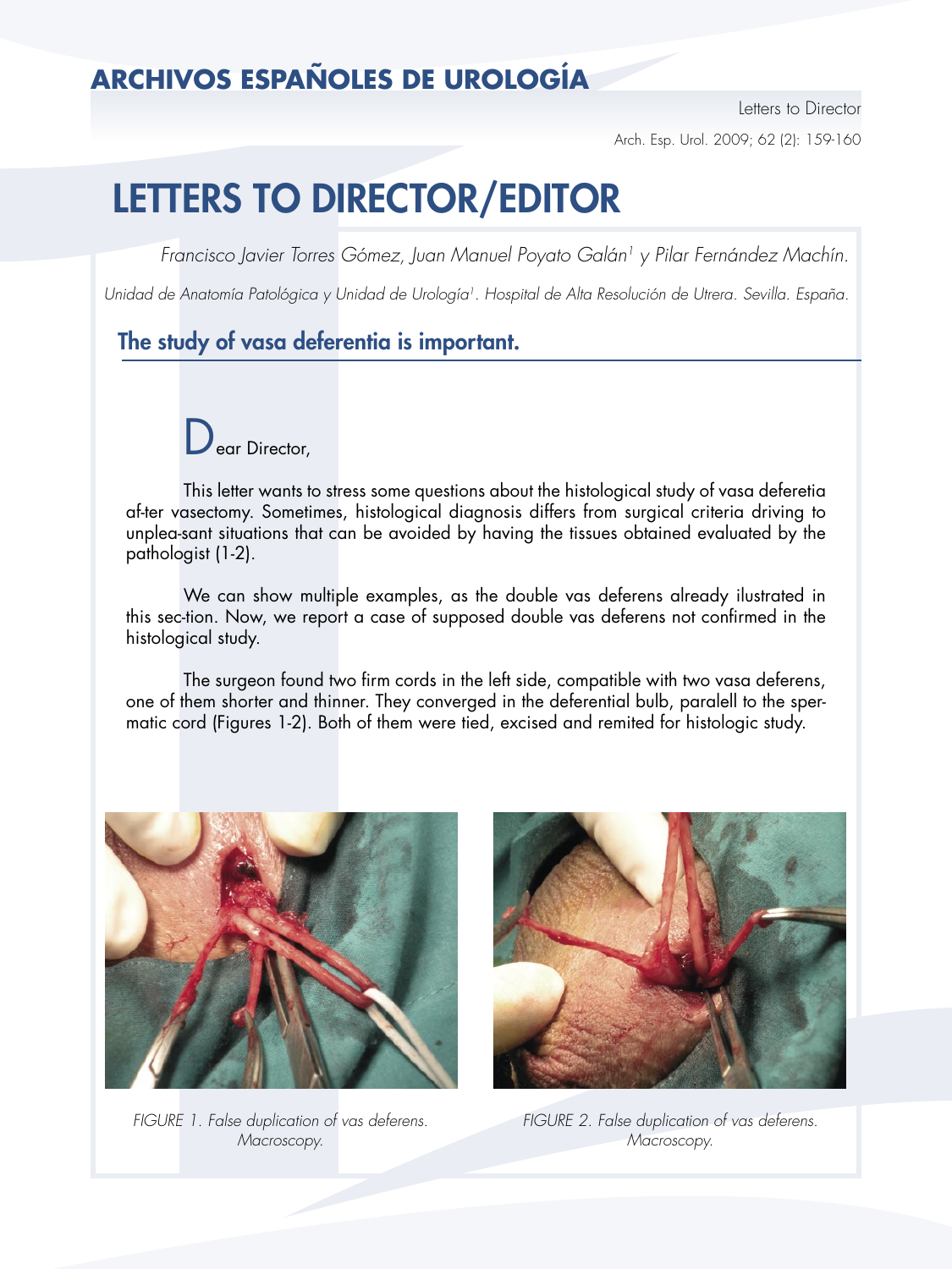# LETTERS TO DIRECTOR/EDITOR

*Francisco Javier Torres Gómez, Juan Manuel Poyato Galán[1] y Pilar Fernández Machín.*

*Unidad de Anatomía Patológica y Unidad de Urología[1]. Hospital de Alta Resolución de Utrera. Sevilla. España.*

## The study of vasa deferentia is important.

Dear Director,

This letter wants to stress some questions about the histological study of vasa deferetia af-ter vasectomy. Sometimes, histological diagnosis differs from surgical criteria driving to unplea-sant situations that can be avoided by having the tissues obtained evaluated by the pathologist (1-2).

We can show multiple examples, as the double vas deferens already ilustrated in this sec-tion. Now, we report a case of supposed double vas deferens not confirmed in the histological study.

The surgeon found two firm cords in the left side, compatible with two vasa deferens, one of them shorter and thinner. They converged in the deferential bulb, paralell to the sper-matic cord (Figures 1-2). Both of them were tied, excised and remited for histologic study.

*FIGURE 1. False duplication of vas deferens. Macroscopy.*

*FIGURE 2. False duplication of vas deferens. Macroscopy.*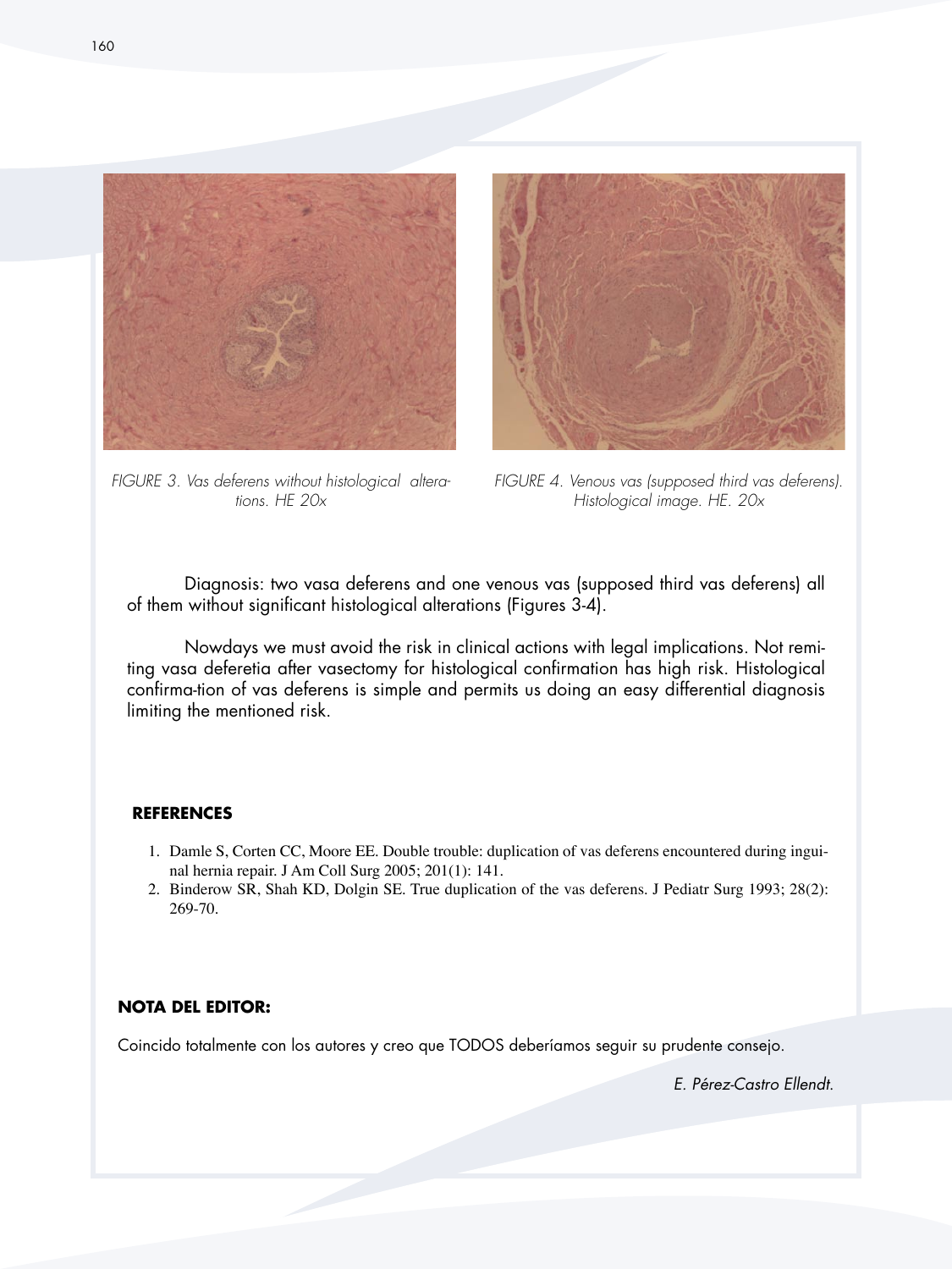FIGURE 3. Vas deferens without histological alterations. HE 20x

FIGURE 4. Venous vas (supposed third vas deferens). Histological image. HE. 20x

Diagnosis: two vasa deferens and one venous vas (supposed third vas deferens) all of them without significant histological alterations (Figures 3-4).

Nowdays we must avoid the risk in clinical actions with legal implications. Not remiting vasa deferetia after vasectomy for histological confirmation has high risk. Histological confirma-tion of vas deferens is simple and permits us doing an easy differential diagnosis limiting the mentioned risk.

## REFERENCES

1. Damle S, Corten CC, Moore EE. Double trouble: duplication of vas deferens encountered during inguinal hernia repair. J Am Coll Surg 2005; 201(1): 141.
2. Binderow SR, Shah KD, Dolgin SE. True duplication of the vas deferens. J Pediatr Surg 1993; 28(2): 269-70.

## NOTA DEL EDITOR:

Coincido totalmente con los autores y creo que TODOS deberíamos seguir su prudente consejo.

*E. Pérez-Castro Ellendt.*